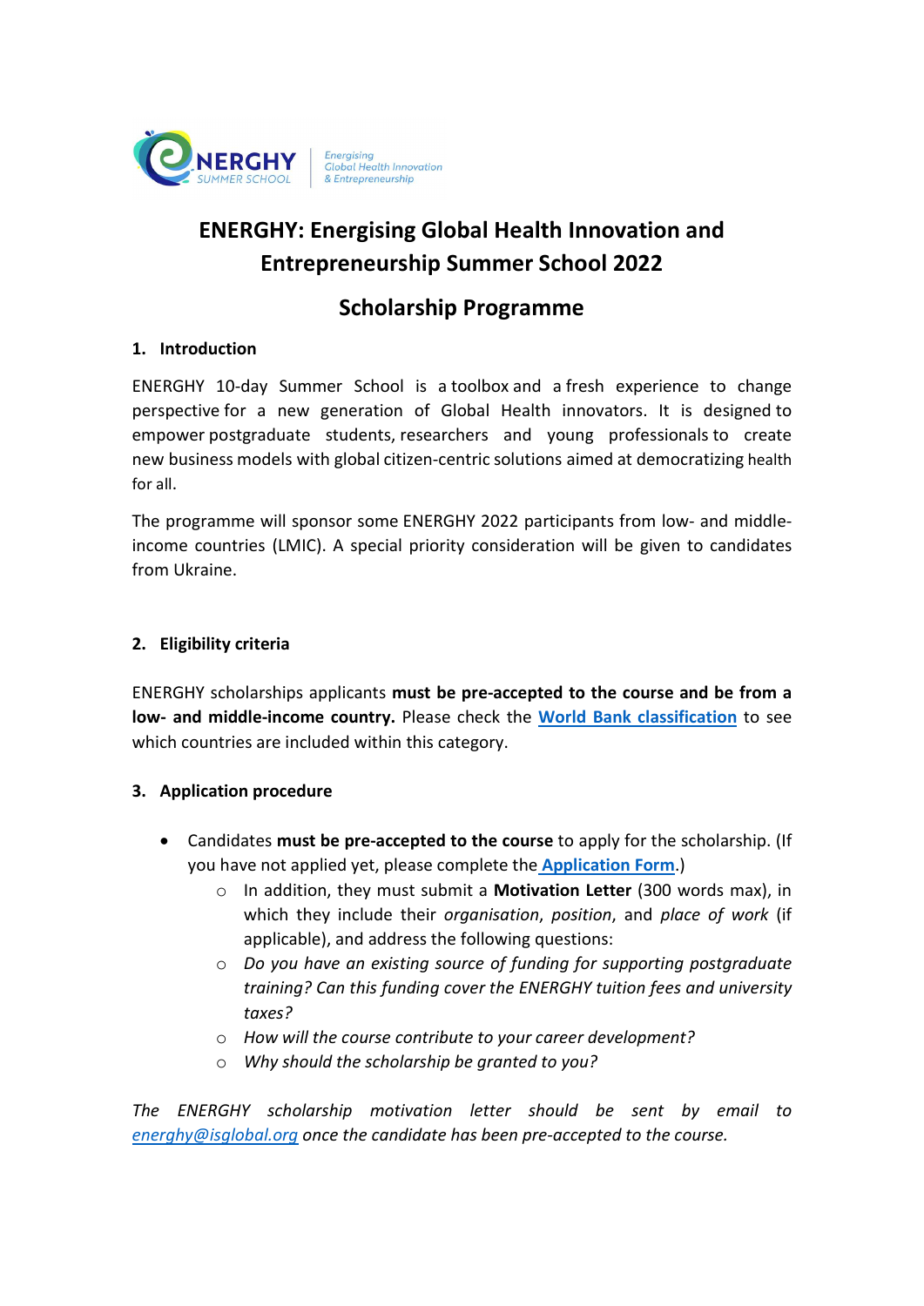# ENERGHY: Energising Global Health Innovation and Entrepreneurship Summer School 2022

## Scholarship Programme

### 1. Introduction

ENERGHY 10-day Summer School is a toolbox and a fresh experience to change perspective for a new generation of Global Health innovators. It is designed to empower postgraduate students, researchers and young professionals to create new business models with global citizen-centric solutions aimed at democratizing health for all.

The programme will sponsor some ENERGHY 2022 participants from low- and middle-income countries (LMIC). A special priority consideration will be given to candidates from Ukraine.

### 2. Eligibility criteria

ENERGHY scholarships applicants **must be pre-accepted to the course and be from a low- and middle-income country.** Please check the **World Bank classification** to see which countries are included within this category.

### 3. Application procedure

- Candidates **must be pre-accepted to the course** to apply for the scholarship. (If you have not applied yet, please complete the **Application Form**.)
  - In addition, they must submit a **Motivation Letter** (300 words max), in which they include their *organisation*, *position*, and *place of work* (if applicable), and address the following questions:
  - *Do you have an existing source of funding for supporting postgraduate training? Can this funding cover the ENERGHY tuition fees and university taxes?*
  - *How will the course contribute to your career development?*
  - *Why should the scholarship be granted to you?*

*The ENERGHY scholarship motivation letter should be sent by email to energhy@isglobal.org once the candidate has been pre-accepted to the course.*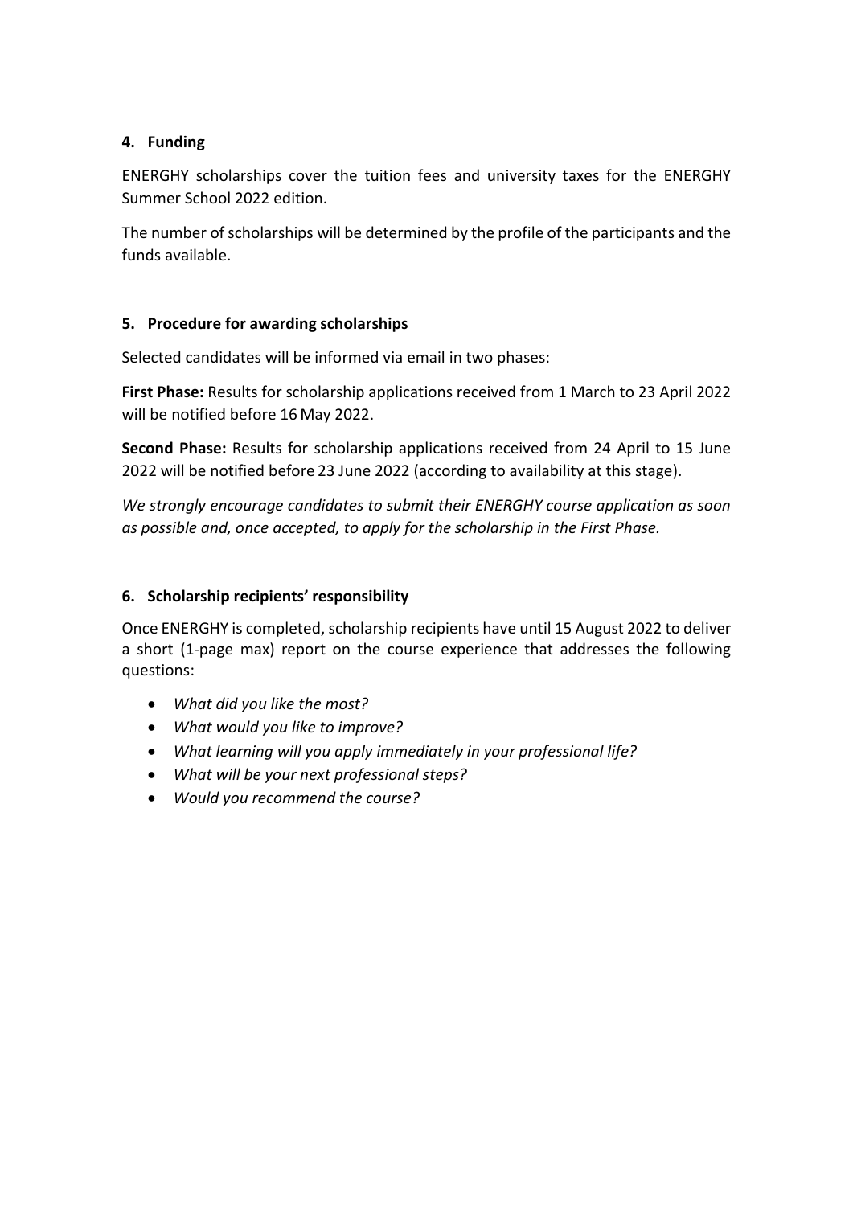## 4. Funding

ENERGHY scholarships cover the tuition fees and university taxes for the ENERGHY Summer School 2022 edition.

The number of scholarships will be determined by the profile of the participants and the funds available.

## 5. Procedure for awarding scholarships

Selected candidates will be informed via email in two phases:

**First Phase:** Results for scholarship applications received from 1 March to 23 April 2022 will be notified before 16 May 2022.

**Second Phase:** Results for scholarship applications received from 24 April to 15 June 2022 will be notified before 23 June 2022 (according to availability at this stage).

*We strongly encourage candidates to submit their ENERGHY course application as soon as possible and, once accepted, to apply for the scholarship in the First Phase.*

## 6. Scholarship recipients' responsibility

Once ENERGHY is completed, scholarship recipients have until 15 August 2022 to deliver a short (1-page max) report on the course experience that addresses the following questions:

- *What did you like the most?*
- *What would you like to improve?*
- *What learning will you apply immediately in your professional life?*
- *What will be your next professional steps?*
- *Would you recommend the course?*